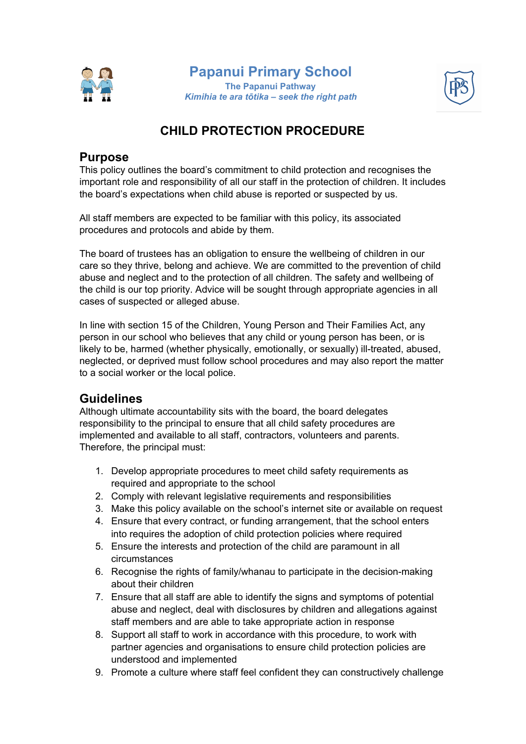# Papanui Primary School

**The Papanui Pathway**

***Kimihia te ara tōtika – seek the right path***

## CHILD PROTECTION PROCEDURE

### Purpose

This policy outlines the board's commitment to child protection and recognises the important role and responsibility of all our staff in the protection of children. It includes the board's expectations when child abuse is reported or suspected by us.

All staff members are expected to be familiar with this policy, its associated procedures and protocols and abide by them.

The board of trustees has an obligation to ensure the wellbeing of children in our care so they thrive, belong and achieve. We are committed to the prevention of child abuse and neglect and to the protection of all children. The safety and wellbeing of the child is our top priority. Advice will be sought through appropriate agencies in all cases of suspected or alleged abuse.

In line with section 15 of the Children, Young Person and Their Families Act, any person in our school who believes that any child or young person has been, or is likely to be, harmed (whether physically, emotionally, or sexually) ill-treated, abused, neglected, or deprived must follow school procedures and may also report the matter to a social worker or the local police.

### Guidelines

Although ultimate accountability sits with the board, the board delegates responsibility to the principal to ensure that all child safety procedures are implemented and available to all staff, contractors, volunteers and parents. Therefore, the principal must:

1. Develop appropriate procedures to meet child safety requirements as required and appropriate to the school
2. Comply with relevant legislative requirements and responsibilities
3. Make this policy available on the school's internet site or available on request
4. Ensure that every contract, or funding arrangement, that the school enters into requires the adoption of child protection policies where required
5. Ensure the interests and protection of the child are paramount in all circumstances
6. Recognise the rights of family/whanau to participate in the decision-making about their children
7. Ensure that all staff are able to identify the signs and symptoms of potential abuse and neglect, deal with disclosures by children and allegations against staff members and are able to take appropriate action in response
8. Support all staff to work in accordance with this procedure, to work with partner agencies and organisations to ensure child protection policies are understood and implemented
9. Promote a culture where staff feel confident they can constructively challenge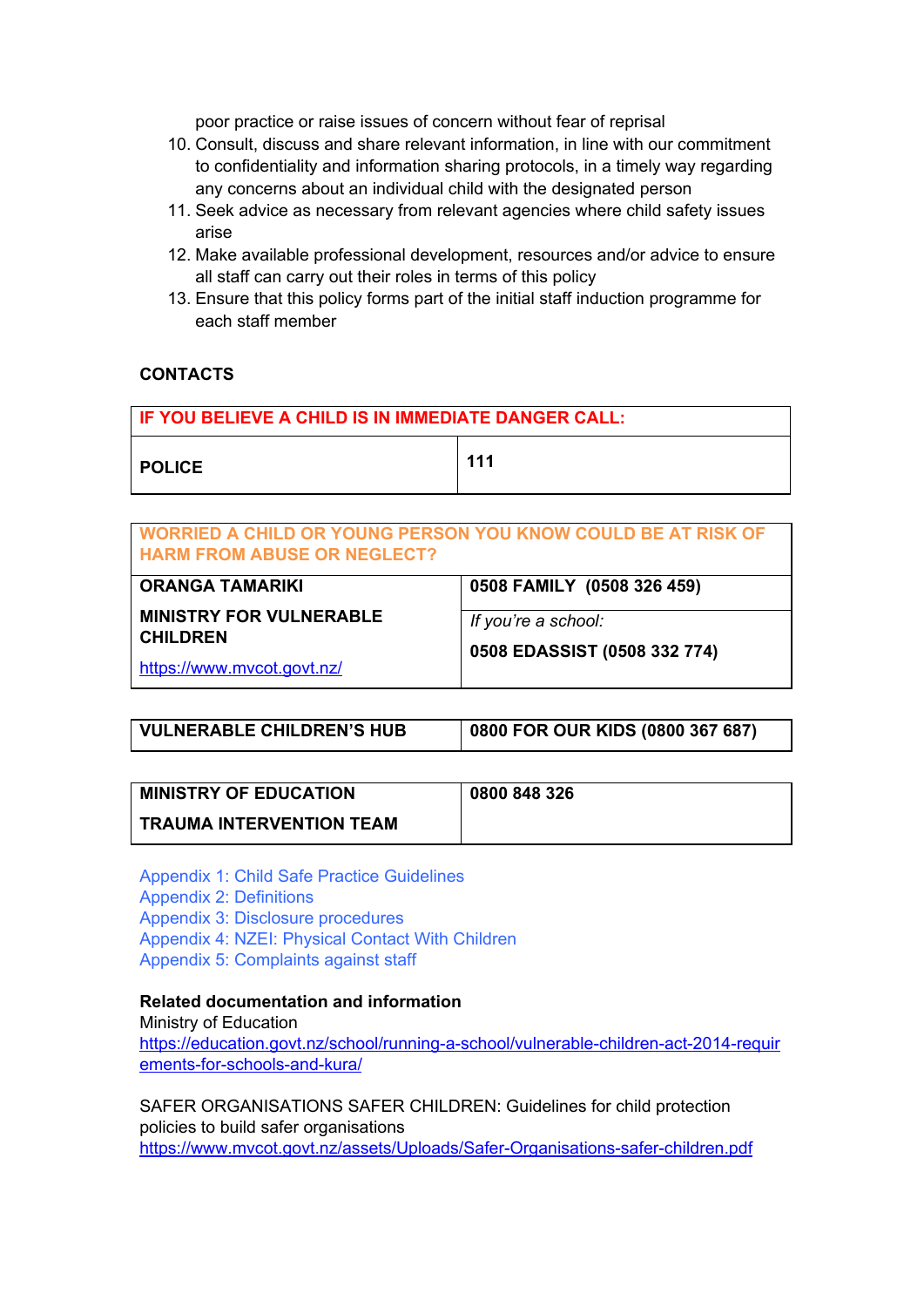poor practice or raise issues of concern without fear of reprisal

10. Consult, discuss and share relevant information, in line with our commitment to confidentiality and information sharing protocols, in a timely way regarding any concerns about an individual child with the designated person
11. Seek advice as necessary from relevant agencies where child safety issues arise
12. Make available professional development, resources and/or advice to ensure all staff can carry out their roles in terms of this policy
13. Ensure that this policy forms part of the initial staff induction programme for each staff member

**CONTACTS**

| **IF YOU BELIEVE A CHILD IS IN IMMEDIATE DANGER CALL:** | |
|---|---|
| **POLICE** | **111** |

| **WORRIED A CHILD OR YOUNG PERSON YOU KNOW COULD BE AT RISK OF HARM FROM ABUSE OR NEGLECT?** | |
|---|---|
| **ORANGA TAMARIKI** | **0508 FAMILY (0508 326 459)** |
| **MINISTRY FOR VULNERABLE CHILDREN**<br>https://www.mvcot.govt.nz/ | *If you're a school:*<br>**0508 EDASSIST (0508 332 774)** |

| | |
|---|---|
| **VULNERABLE CHILDREN'S HUB** | **0800 FOR OUR KIDS (0800 367 687)** |

| | |
|---|---|
| **MINISTRY OF EDUCATION**<br>**TRAUMA INTERVENTION TEAM** | **0800 848 326** |

Appendix 1: Child Safe Practice Guidelines
Appendix 2: Definitions
Appendix 3: Disclosure procedures
Appendix 4: NZEI: Physical Contact With Children
Appendix 5: Complaints against staff

**Related documentation and information**
Ministry of Education
https://education.govt.nz/school/running-a-school/vulnerable-children-act-2014-requirements-for-schools-and-kura/

SAFER ORGANISATIONS SAFER CHILDREN: Guidelines for child protection policies to build safer organisations
https://www.mvcot.govt.nz/assets/Uploads/Safer-Organisations-safer-children.pdf